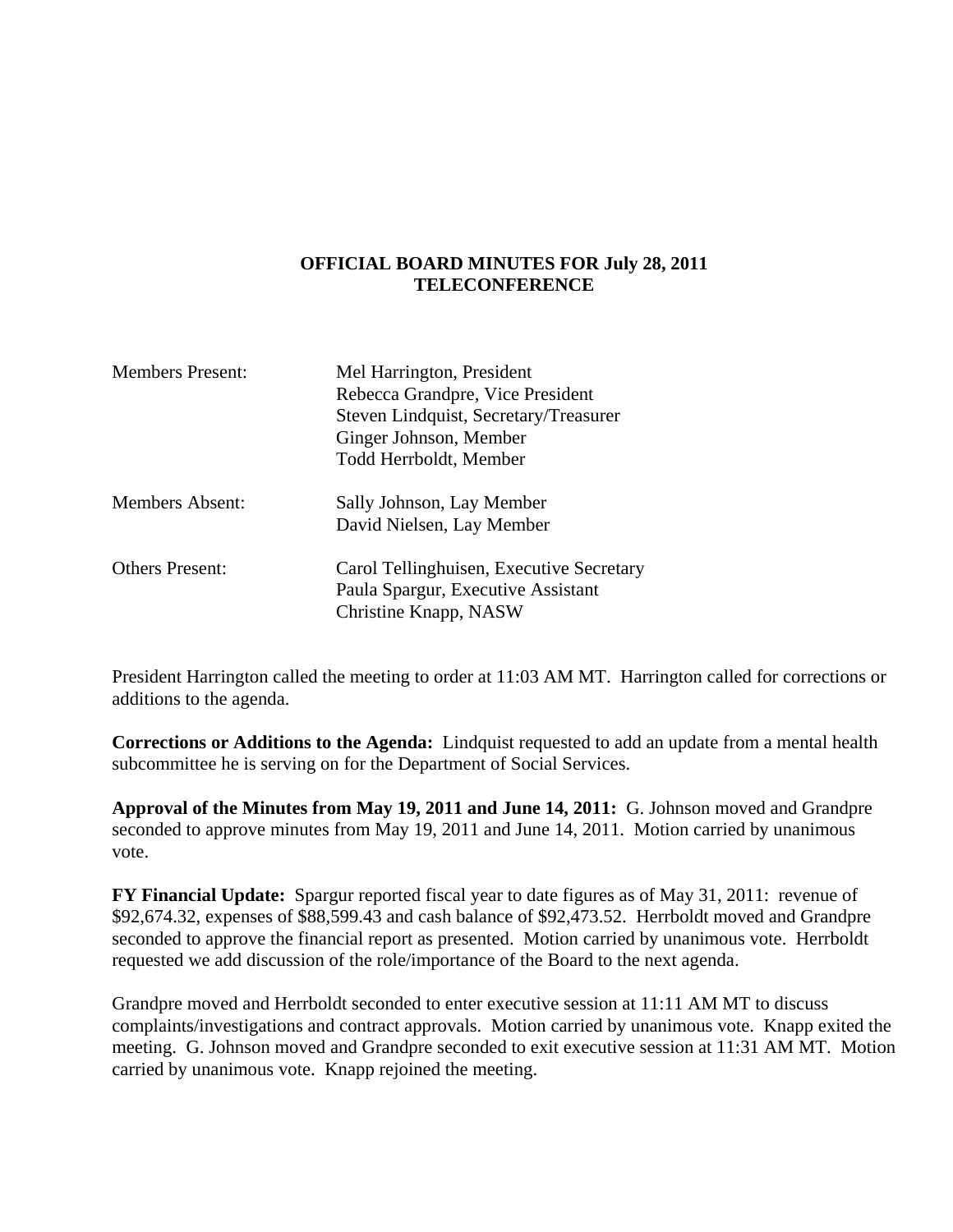# OFFICIAL BOARD MINUTES FOR July 28, 2011
## TELECONFERENCE

| | |
|---|---|
| Members Present: | Mel Harrington, President<br>Rebecca Grandpre, Vice President<br>Steven Lindquist, Secretary/Treasurer<br>Ginger Johnson, Member<br>Todd Herrboldt, Member |
| Members Absent: | Sally Johnson, Lay Member<br>David Nielsen, Lay Member |
| Others Present: | Carol Tellinghuisen, Executive Secretary<br>Paula Spargur, Executive Assistant<br>Christine Knapp, NASW |

President Harrington called the meeting to order at 11:03 AM MT. Harrington called for corrections or additions to the agenda.

**Corrections or Additions to the Agenda:** Lindquist requested to add an update from a mental health subcommittee he is serving on for the Department of Social Services.

**Approval of the Minutes from May 19, 2011 and June 14, 2011:** G. Johnson moved and Grandpre seconded to approve minutes from May 19, 2011 and June 14, 2011. Motion carried by unanimous vote.

**FY Financial Update:** Spargur reported fiscal year to date figures as of May 31, 2011: revenue of $92,674.32, expenses of $88,599.43 and cash balance of $92,473.52. Herrboldt moved and Grandpre seconded to approve the financial report as presented. Motion carried by unanimous vote. Herrboldt requested we add discussion of the role/importance of the Board to the next agenda.

Grandpre moved and Herrboldt seconded to enter executive session at 11:11 AM MT to discuss complaints/investigations and contract approvals. Motion carried by unanimous vote. Knapp exited the meeting. G. Johnson moved and Grandpre seconded to exit executive session at 11:31 AM MT. Motion carried by unanimous vote. Knapp rejoined the meeting.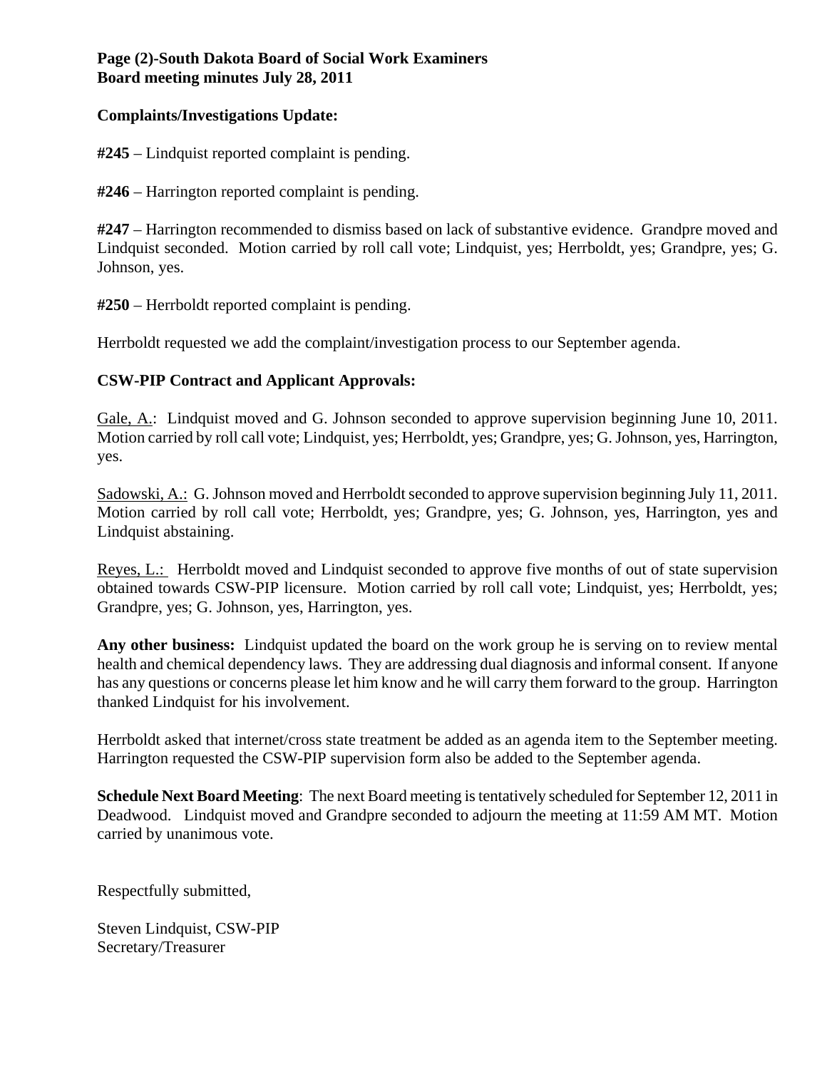**Complaints/Investigations Update:**

**#245** – Lindquist reported complaint is pending.

**#246** – Harrington reported complaint is pending.

**#247** – Harrington recommended to dismiss based on lack of substantive evidence. Grandpre moved and Lindquist seconded. Motion carried by roll call vote; Lindquist, yes; Herrboldt, yes; Grandpre, yes; G. Johnson, yes.

**#250** – Herrboldt reported complaint is pending.

Herrboldt requested we add the complaint/investigation process to our September agenda.

**CSW-PIP Contract and Applicant Approvals:**

Gale, A.: Lindquist moved and G. Johnson seconded to approve supervision beginning June 10, 2011. Motion carried by roll call vote; Lindquist, yes; Herrboldt, yes; Grandpre, yes; G. Johnson, yes, Harrington, yes.

Sadowski, A.: G. Johnson moved and Herrboldt seconded to approve supervision beginning July 11, 2011. Motion carried by roll call vote; Herrboldt, yes; Grandpre, yes; G. Johnson, yes, Harrington, yes and Lindquist abstaining.

Reyes, L.: Herrboldt moved and Lindquist seconded to approve five months of out of state supervision obtained towards CSW-PIP licensure. Motion carried by roll call vote; Lindquist, yes; Herrboldt, yes; Grandpre, yes; G. Johnson, yes, Harrington, yes.

**Any other business:** Lindquist updated the board on the work group he is serving on to review mental health and chemical dependency laws. They are addressing dual diagnosis and informal consent. If anyone has any questions or concerns please let him know and he will carry them forward to the group. Harrington thanked Lindquist for his involvement.

Herrboldt asked that internet/cross state treatment be added as an agenda item to the September meeting. Harrington requested the CSW-PIP supervision form also be added to the September agenda.

**Schedule Next Board Meeting**: The next Board meeting is tentatively scheduled for September 12, 2011 in Deadwood. Lindquist moved and Grandpre seconded to adjourn the meeting at 11:59 AM MT. Motion carried by unanimous vote.

Respectfully submitted,

Steven Lindquist, CSW-PIP
Secretary/Treasurer